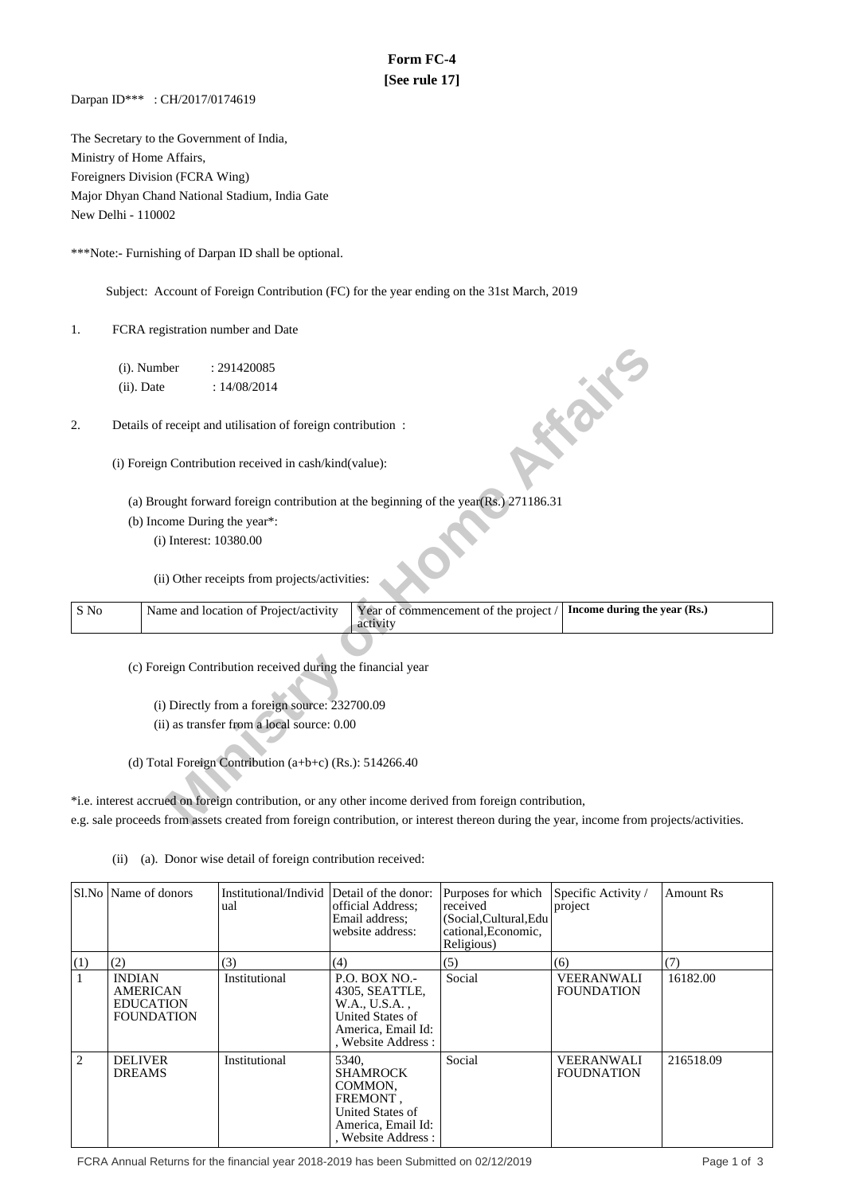# Form FC-4
**[See rule 17]**

Darpan ID*** : CH/2017/0174619

The Secretary to the Government of India,
Ministry of Home Affairs,
Foreigners Division (FCRA Wing)
Major Dhyan Chand National Stadium, India Gate
New Delhi - 110002

***Note:- Furnishing of Darpan ID shall be optional.

Subject: Account of Foreign Contribution (FC) for the year ending on the 31st March, 2019

1. FCRA registration number and Date

   (i). Number : 291420085
   (ii). Date : 14/08/2014

2. Details of receipt and utilisation of foreign contribution :

   (i) Foreign Contribution received in cash/kind(value):

   (a) Brought forward foreign contribution at the beginning of the year(Rs.) 271186.31

   (b) Income During the year*:

   (i) Interest: 10380.00

   (ii) Other receipts from projects/activities:

| S No | Name and location of Project/activity | Year of commencement of the project / activity | **Income during the year (Rs.)** |
|---|---|---|---|

   (c) Foreign Contribution received during the financial year

   (i) Directly from a foreign source: 232700.09
   (ii) as transfer from a local source: 0.00

   (d) Total Foreign Contribution (a+b+c) (Rs.): 514266.40

*i.e. interest accrued on foreign contribution, or any other income derived from foreign contribution, e.g. sale proceeds from assets created from foreign contribution, or interest thereon during the year, income from projects/activities.

(ii) (a). Donor wise detail of foreign contribution received:

| Sl.No | Name of donors | Institutional/Individual | Detail of the donor: official Address; Email address; website address: | Purposes for which received (Social,Cultural,Educational,Economic, Religious) | Specific Activity / project | Amount Rs |
|---|---|---|---|---|---|---|
| (1) | (2) | (3) | (4) | (5) | (6) | (7) |
| 1 | INDIAN AMERICAN EDUCATION FOUNDATION | Institutional | P.O. BOX NO.- 4305, SEATTLE, W.A., U.S.A. , United States of America, Email Id: , Website Address : | Social | VEERANWALI FOUNDATION | 16182.00 |
| 2 | DELIVER DREAMS | Institutional | 5340, SHAMROCK COMMON, FREMONT , United States of America, Email Id: , Website Address : | Social | VEERANWALI FOUDNATION | 216518.09 |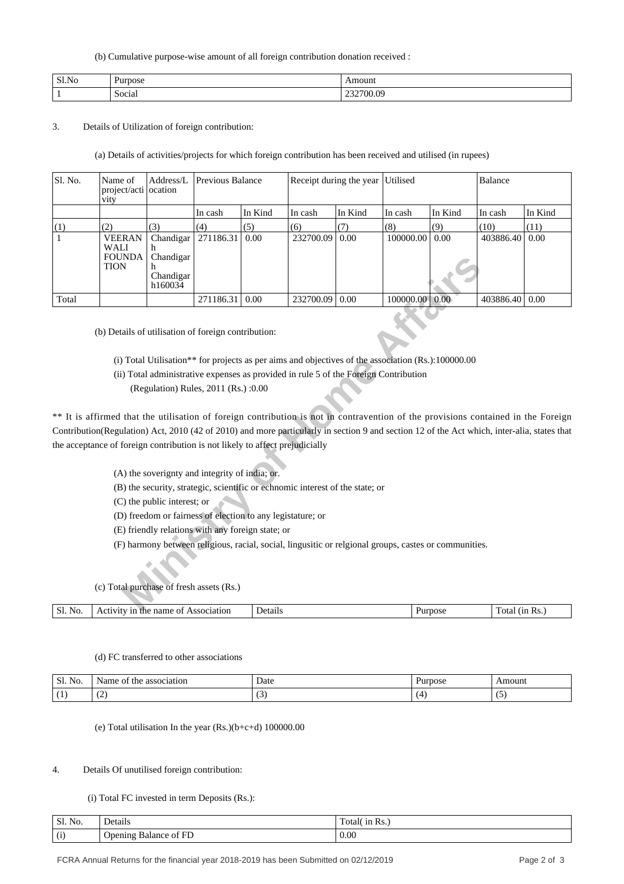(b) Cumulative purpose-wise amount of all foreign contribution donation received :

| Sl.No | Purpose | Amount |
|---|---|---|
| 1 | Social | 232700.09 |

3. Details of Utilization of foreign contribution:

(a) Details of activities/projects for which foreign contribution has been received and utilised (in rupees)

| Sl. No. | Name of project/activity | Address/Location | Previous Balance | | Receipt during the year | | Utilised | | Balance | |
|---|---|---|---|---|---|---|---|---|---|---|
| | | | In cash | In Kind | In cash | In Kind | In cash | In Kind | In cash | In Kind |
| (1) | (2) | (3) | (4) | (5) | (6) | (7) | (8) | (9) | (10) | (11) |
| 1 | VEERAN WALI FOUNDATION | Chandigarh Chandigarh Chandigarh160034 | 271186.31 | 0.00 | 232700.09 | 0.00 | 100000.00 | 0.00 | 403886.40 | 0.00 |
| Total | | | 271186.31 | 0.00 | 232700.09 | 0.00 | 100000.00 | 0.00 | 403886.40 | 0.00 |

(b) Details of utilisation of foreign contribution:

(i) Total Utilisation** for projects as per aims and objectives of the association (Rs.):100000.00

(ii) Total administrative expenses as provided in rule 5 of the Foreign Contribution (Regulation) Rules, 2011 (Rs.) :0.00

** It is affirmed that the utilisation of foreign contribution is not in contravention of the provisions contained in the Foreign Contribution(Regulation) Act, 2010 (42 of 2010) and more particularly in section 9 and section 12 of the Act which, inter-alia, states that the acceptance of foreign contribution is not likely to affect prejudicially

(A) the soverignty and integrity of india; or.

(B) the security, strategic, scientific or echnomic interest of the state; or

(C) the public interest; or

(D) freedom or fairness of election to any legistature; or

(E) friendly relations with any foreign state; or

(F) harmony between religious, racial, social, lingusitic or relgional groups, castes or communities.

(c) Total purchase of fresh assets (Rs.)

| Sl. No. | Activity in the name of Association | Details | Purpose | Total (in Rs.) |
|---|---|---|---|---|

(d) FC transferred to other associations

| Sl. No. | Name of the association | Date | Purpose | Amount |
|---|---|---|---|---|
| (1) | (2) | (3) | (4) | (5) |

(e) Total utilisation In the year (Rs.)(b+c+d) 100000.00

4. Details Of unutilised foreign contribution:

(i) Total FC invested in term Deposits (Rs.):

| Sl. No. | Details | Total( in Rs.) |
|---|---|---|
| (i) | Opening Balance of FD | 0.00 |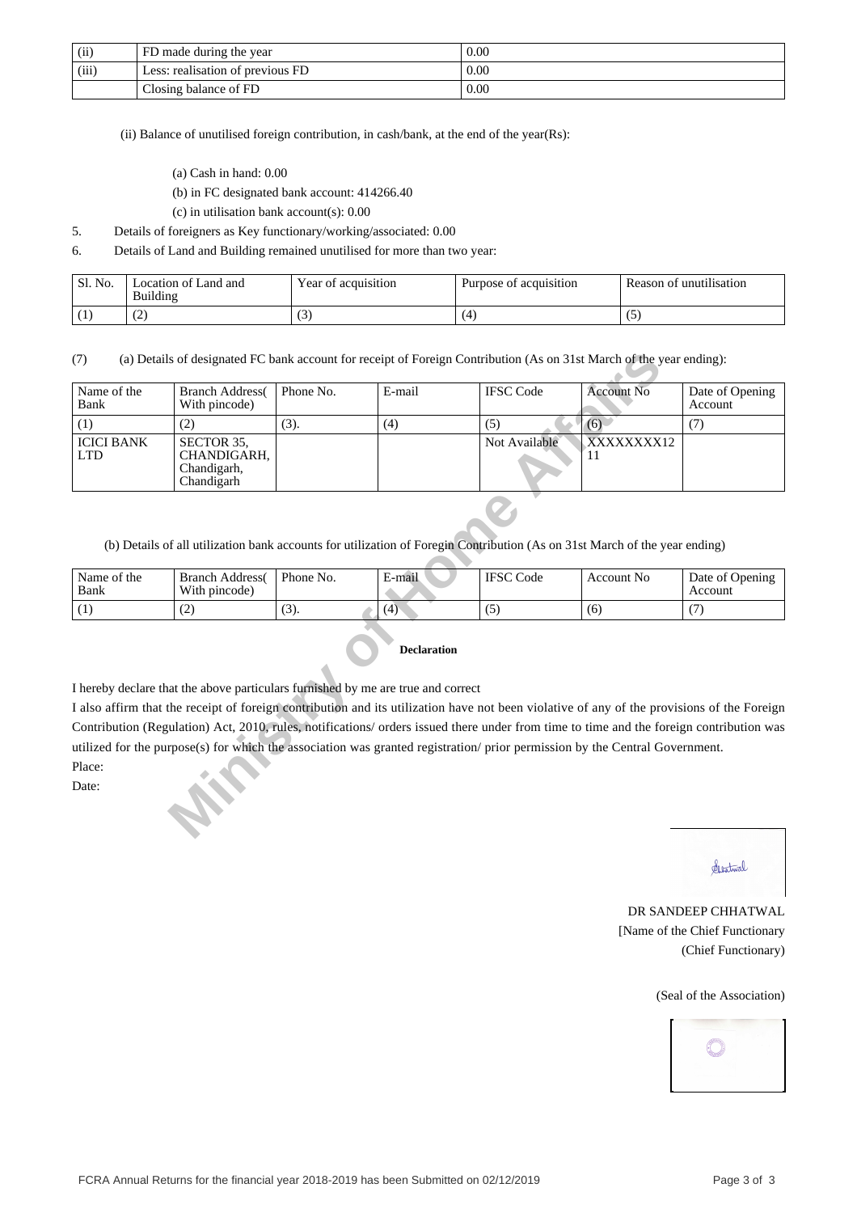| (ii) | FD made during the year | 0.00 |
|---|---|---|
| (iii) | Less: realisation of previous FD | 0.00 |
| | Closing balance of FD | 0.00 |

(ii) Balance of unutilised foreign contribution, in cash/bank, at the end of the year(Rs):

(a) Cash in hand: 0.00

(b) in FC designated bank account: 414266.40

(c) in utilisation bank account(s): 0.00

5. Details of foreigners as Key functionary/working/associated: 0.00

6. Details of Land and Building remained unutilised for more than two year:

| Sl. No. | Location of Land and Building | Year of acquisition | Purpose of acquisition | Reason of unutilisation |
|---|---|---|---|---|
| (1) | (2) | (3) | (4) | (5) |

(7) (a) Details of designated FC bank account for receipt of Foreign Contribution (As on 31st March of the year ending):

| Name of the Bank | Branch Address( With pincode) | Phone No. | E-mail | IFSC Code | Account No | Date of Opening Account |
|---|---|---|---|---|---|---|
| (1) | (2) | (3). | (4) | (5) | (6) | (7) |
| ICICI BANK LTD | SECTOR 35, CHANDIGARH, Chandigarh, Chandigarh | | | Not Available | XXXXXXXX1211 | |

(b) Details of all utilization bank accounts for utilization of Foregin Contribution (As on 31st March of the year ending)

| Name of the Bank | Branch Address( With pincode) | Phone No. | E-mail | IFSC Code | Account No | Date of Opening Account |
|---|---|---|---|---|---|---|
| (1) | (2) | (3). | (4) | (5) | (6) | (7) |

**Declaration**

I hereby declare that the above particulars furnished by me are true and correct

I also affirm that the receipt of foreign contribution and its utilization have not been violative of any of the provisions of the Foreign Contribution (Regulation) Act, 2010, rules, notifications/ orders issued there under from time to time and the foreign contribution was utilized for the purpose(s) for which the association was granted registration/ prior permission by the Central Government.

Place:

Date:

DR SANDEEP CHHATWAL

[Name of the Chief Functionary

(Chief Functionary)

(Seal of the Association)

FCRA Annual Returns for the financial year 2018-2019 has been Submitted on 02/12/2019